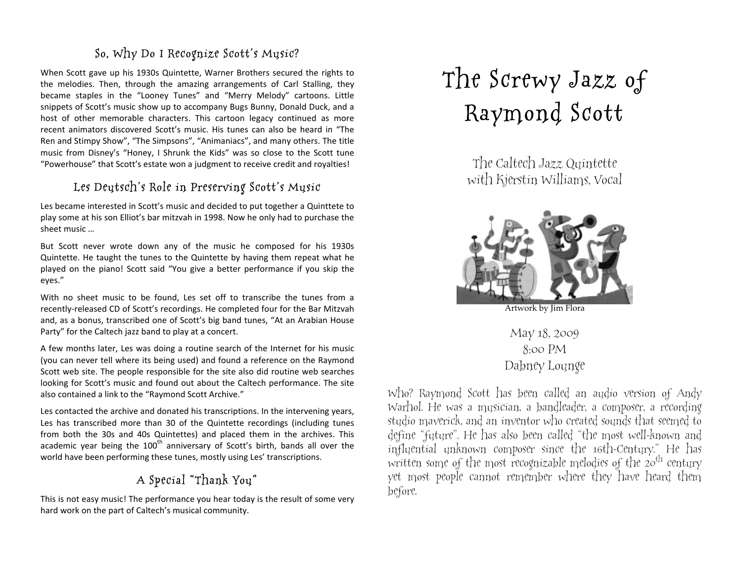## So, Why Do I Recognize Scott's Music?

When Scott gave up his 1930s Quintette, Warner Brothers secured the rights to the melodies. Then, through the amazing arrangements of Carl Stalling, they became staples in the "Looney Tunes" and "Merry Melody" cartoons. Little snippets of Scott's music show up to accompany Bugs Bunny, Donald Duck, and a host of other memorable characters. This cartoon legacy continued as more recent animators discovered Scott's music. His tunes can also be heard in "The Ren and Stimpy Show", "The Simpsons", "Animaniacs", and many others. The title music from Disney's "Honey, I Shrunk the Kids" was so close to the Scott tune "Powerhouse" that Scott's estate won a judgment to receive credit and royalties!

## Les Deutsch's Role in Preserving Scott's Music

Les became interested in Scott's music and decided to put together a Quinttete to play some at his son Elliot's bar mitzvah in 1998. Now he only had to purchase the sheet music …

But Scott never wrote down any of the music he composed for his 1930s Quintette. He taught the tunes to the Quintette by having them repeat what he played on the piano! Scott said "You give a better performance if you skip the eyes."

With no sheet music to be found, Les set off to transcribe the tunes from a recently-released CD of Scott's recordings. He completed four for the Bar Mitzvah and, as a bonus, transcribed one of Scott's big band tunes, "At an Arabian House Party" for the Caltech jazz band to play at a concert.

A few months later, Les was doing a routine search of the Internet for his music (you can never tell where its being used) and found a reference on the Raymond Scott web site. The people responsible for the site also did routine web searches looking for Scott's music and found out about the Caltech performance. The site also contained a link to the "Raymond Scott Archive."

Les contacted the archive and donated his transcriptions. In the intervening years, Les has transcribed more than 30 of the Quintette recordings (including tunes from both the 30s and 40s Quintettes) and placed them in the archives. This academic year being the 100th anniversary of Scott's birth, bands all over the world have been performing these tunes, mostly using Les' transcriptions.

## A Special "Thank You"

This is not easy music! The performance you hear today is the result of some very hard work on the part of Caltech's musical community.

# The Screwy Jazz of Raymond Scott

### The Caltech Jazz Quintette with Kjerstin Williams, Vocal

Artwork by Jim Flora

May 18, 2009
8:00 PM
Dabney Lounge

Who? Raymond Scott has been called an audio version of Andy Warhol. He was a musician, a bandleader, a composer, a recording studio maverick, and an inventor who created sounds that seemed to define "future". He has also been called "the most well-known and influential unknown composer since the 16th-Century." He has written some of the most recognizable melodies of the 20th century yet most people cannot remember where they have heard them before.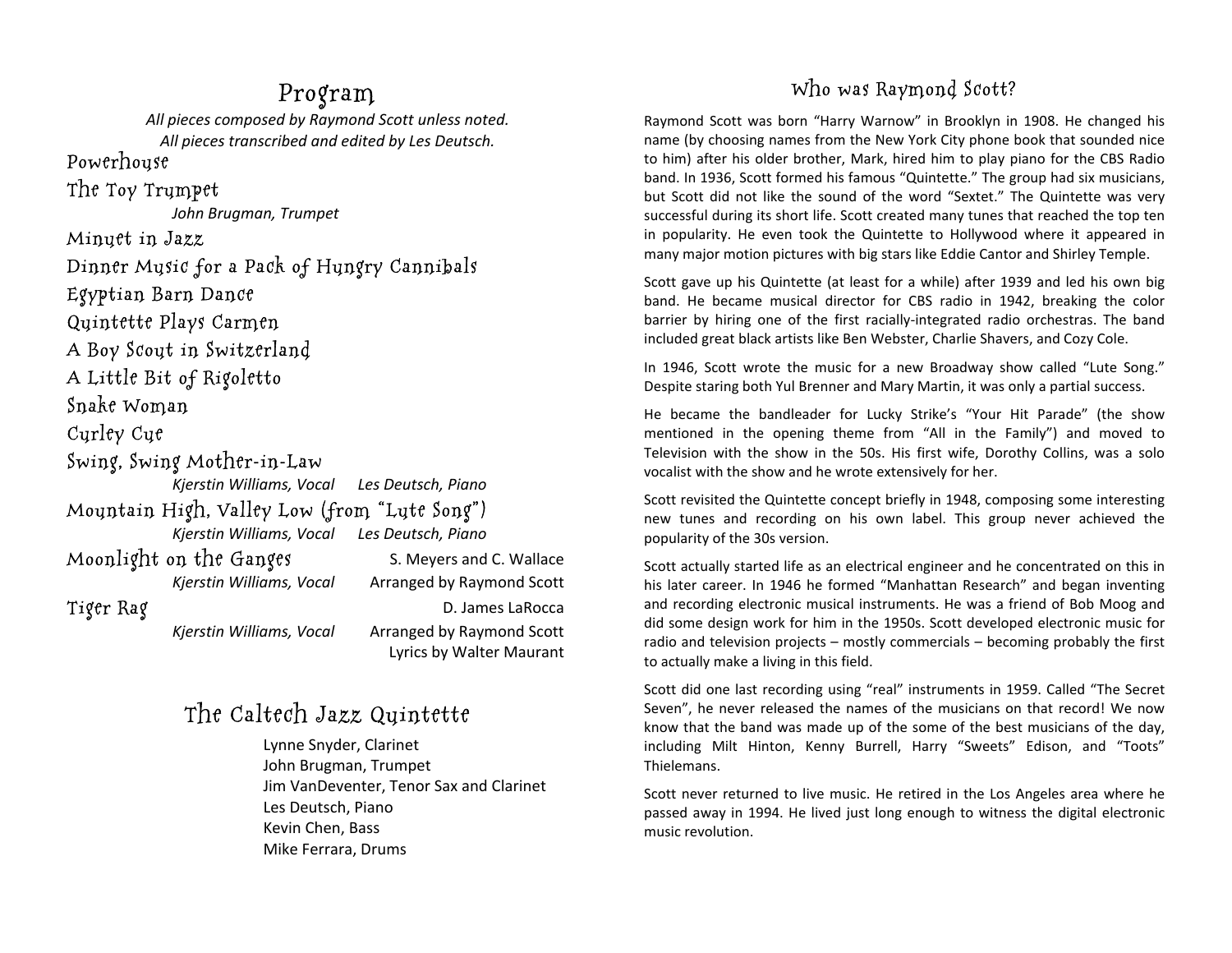# Program

*All pieces composed by Raymond Scott unless noted.*
*All pieces transcribed and edited by Les Deutsch.*

Powerhouse

The Toy Trumpet
*John Brugman, Trumpet*

Minuet in Jazz

Dinner Music for a Pack of Hungry Cannibals

Egyptian Barn Dance

Quintette Plays Carmen

A Boy Scout in Switzerland

A Little Bit of Rigoletto

Snake Woman

Curley Cue

Swing, Swing Mother-in-Law
*Kjerstin Williams, Vocal* *Les Deutsch, Piano*

Mountain High, Valley Low (from "Lute Song")
*Kjerstin Williams, Vocal* *Les Deutsch, Piano*

Moonlight on the Ganges — S. Meyers and C. Wallace
*Kjerstin Williams, Vocal* — Arranged by Raymond Scott

Tiger Rag — D. James LaRocca
*Kjerstin Williams, Vocal* — Arranged by Raymond Scott
Lyrics by Walter Maurant

## The Caltech Jazz Quintette

Lynne Snyder, Clarinet
John Brugman, Trumpet
Jim VanDeventer, Tenor Sax and Clarinet
Les Deutsch, Piano
Kevin Chen, Bass
Mike Ferrara, Drums

# Who was Raymond Scott?

Raymond Scott was born "Harry Warnow" in Brooklyn in 1908. He changed his name (by choosing names from the New York City phone book that sounded nice to him) after his older brother, Mark, hired him to play piano for the CBS Radio band. In 1936, Scott formed his famous "Quintette." The group had six musicians, but Scott did not like the sound of the word "Sextet." The Quintette was very successful during its short life. Scott created many tunes that reached the top ten in popularity. He even took the Quintette to Hollywood where it appeared in many major motion pictures with big stars like Eddie Cantor and Shirley Temple.

Scott gave up his Quintette (at least for a while) after 1939 and led his own big band. He became musical director for CBS radio in 1942, breaking the color barrier by hiring one of the first racially-integrated radio orchestras. The band included great black artists like Ben Webster, Charlie Shavers, and Cozy Cole.

In 1946, Scott wrote the music for a new Broadway show called "Lute Song." Despite staring both Yul Brenner and Mary Martin, it was only a partial success.

He became the bandleader for Lucky Strike's "Your Hit Parade" (the show mentioned in the opening theme from "All in the Family") and moved to Television with the show in the 50s. His first wife, Dorothy Collins, was a solo vocalist with the show and he wrote extensively for her.

Scott revisited the Quintette concept briefly in 1948, composing some interesting new tunes and recording on his own label. This group never achieved the popularity of the 30s version.

Scott actually started life as an electrical engineer and he concentrated on this in his later career. In 1946 he formed "Manhattan Research" and began inventing and recording electronic musical instruments. He was a friend of Bob Moog and did some design work for him in the 1950s. Scott developed electronic music for radio and television projects – mostly commercials – becoming probably the first to actually make a living in this field.

Scott did one last recording using "real" instruments in 1959. Called "The Secret Seven", he never released the names of the musicians on that record! We now know that the band was made up of the some of the best musicians of the day, including Milt Hinton, Kenny Burrell, Harry "Sweets" Edison, and "Toots" Thielemans.

Scott never returned to live music. He retired in the Los Angeles area where he passed away in 1994. He lived just long enough to witness the digital electronic music revolution.